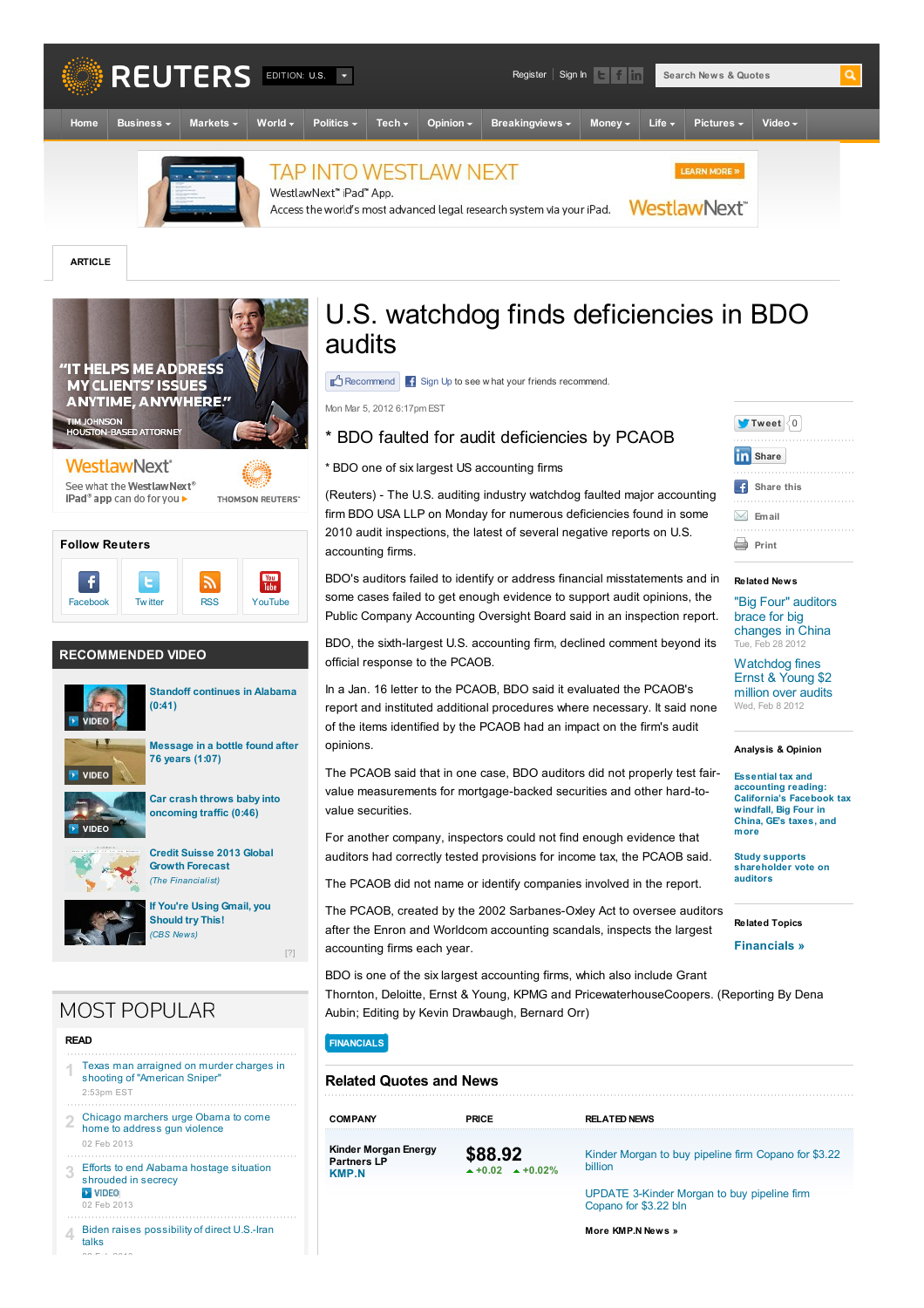# U.S. watchdog finds deficiencies in BDO audits

Mon Mar 5, 2012 6:17pm EST

\* BDO faulted for audit deficiencies by PCAOB

\* BDO one of six largest US accounting firms

(Reuters) - The U.S. auditing industry watchdog faulted major accounting firm BDO USA LLP on Monday for numerous deficiencies found in some 2010 audit inspections, the latest of several negative reports on U.S. accounting firms.

BDO's auditors failed to identify or address financial misstatements and in some cases failed to get enough evidence to support audit opinions, the Public Company Accounting Oversight Board said in an inspection report.

BDO, the sixth-largest U.S. accounting firm, declined comment beyond its official response to the PCAOB.

In a Jan. 16 letter to the PCAOB, BDO said it evaluated the PCAOB's report and instituted additional procedures where necessary. It said none of the items identified by the PCAOB had an impact on the firm's audit opinions.

The PCAOB said that in one case, BDO auditors did not properly test fair-value measurements for mortgage-backed securities and other hard-to-value securities.

For another company, inspectors could not find enough evidence that auditors had correctly tested provisions for income tax, the PCAOB said.

The PCAOB did not name or identify companies involved in the report.

The PCAOB, created by the 2002 Sarbanes-Oxley Act to oversee auditors after the Enron and Worldcom accounting scandals, inspects the largest accounting firms each year.

BDO is one of the six largest accounting firms, which also include Grant Thornton, Deloitte, Ernst & Young, KPMG and PricewaterhouseCoopers. (Reporting By Dena Aubin; Editing by Kevin Drawbaugh, Bernard Orr)

FINANCIALS

## Related Quotes and News

| COMPANY | PRICE | RELATED NEWS |
|---|---|---|
| Kinder Morgan Energy Partners LP KMP.N | $88.92 ▲+0.02 ▲+0.02% | Kinder Morgan to buy pipeline firm Copano for $3.22 billion; UPDATE 3-Kinder Morgan to buy pipeline firm Copano for $3.22 bln |

More KMP.N News »

### Related News

"Big Four" auditors brace for big changes in China
Tue, Feb 28 2012

Watchdog fines Ernst & Young $2 million over audits
Wed, Feb 8 2012

### Analysis & Opinion

Essential tax and accounting reading: California's Facebook tax windfall, Big Four in China, GE's taxes, and more

Study supports shareholder vote on auditors

### Related Topics

Financials »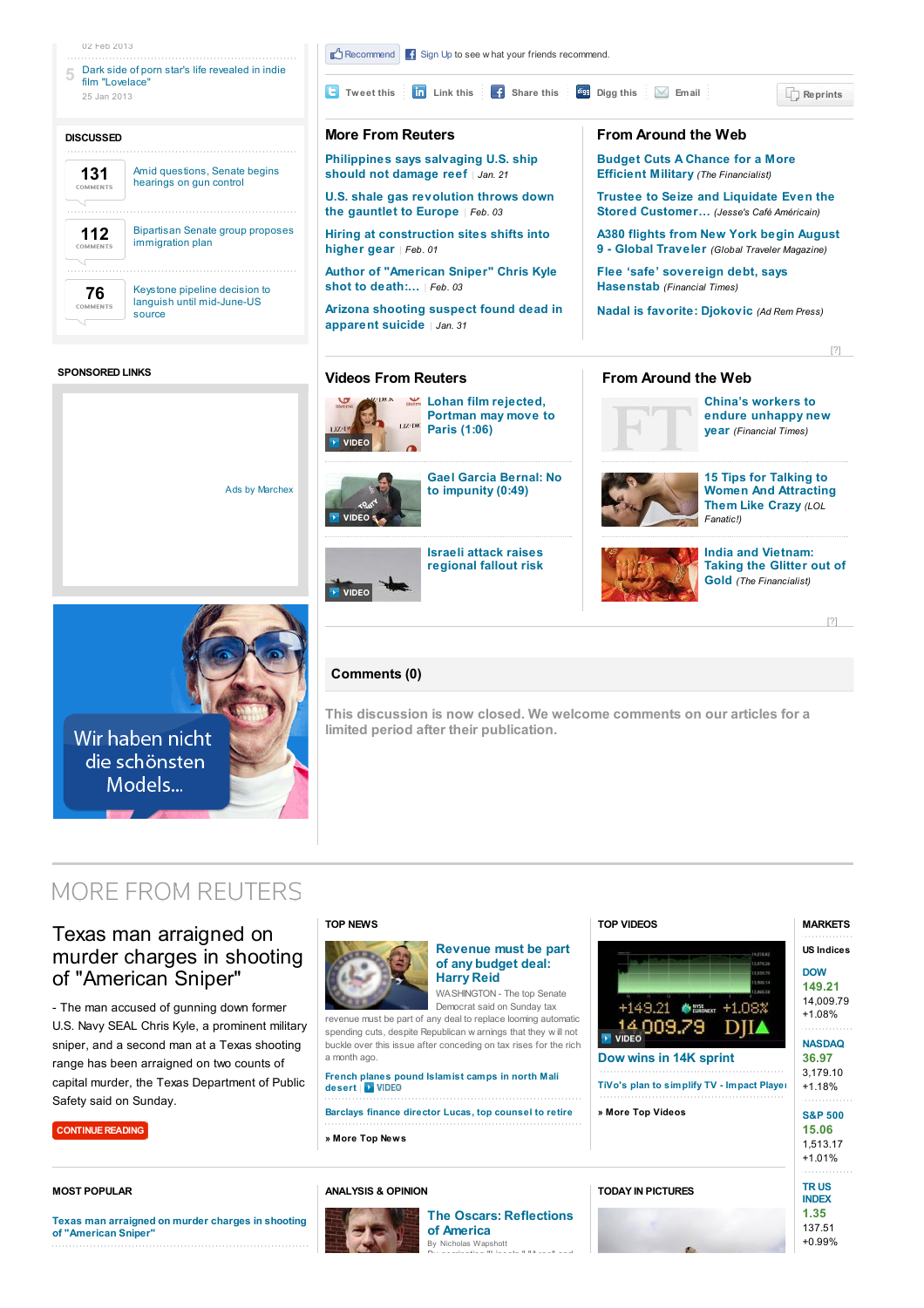02 Feb 2013

5 Dark side of porn star's life revealed in indie film "Lovelace"
25 Jan 2013

**DISCUSSED**

131 COMMENTS — Amid questions, Senate begins hearings on gun control

112 COMMENTS — Bipartisan Senate group proposes immigration plan

76 COMMENTS — Keystone pipeline decision to languish until mid-June-US source

**SPONSORED LINKS**

Ads by Marchex

Wir haben nicht die schönsten Models...

Recommend | Sign Up to see what your friends recommend.

Tweet this | Link this | Share this | Digg this | Email | Reprints

## More From Reuters

- Philippines says salvaging U.S. ship should not damage reef | Jan. 21
- U.S. shale gas revolution throws down the gauntlet to Europe | Feb. 03
- Hiring at construction sites shifts into higher gear | Feb. 01
- Author of "American Sniper" Chris Kyle shot to death:... | Feb. 03
- Arizona shooting suspect found dead in apparent suicide | Jan. 31

## From Around the Web

- Budget Cuts A Chance for a More Efficient Military *(The Financialist)*
- Trustee to Seize and Liquidate Even the Stored Customer... *(Jesse's Café Américain)*
- A380 flights from New York begin August 9 - Global Traveler *(Global Traveler Magazine)*
- Flee 'safe' sovereign debt, says Hasenstab *(Financial Times)*
- Nadal is favorite: Djokovic *(Ad Rem Press)*

[?]

## Videos From Reuters

- Lohan film rejected, Portman may move to Paris (1:06) — VIDEO
- Gael Garcia Bernal: No to impunity (0:49) — VIDEO
- Israeli attack raises regional fallout risk — VIDEO

## From Around the Web

- China's workers to endure unhappy new year *(Financial Times)*
- 15 Tips for Talking to Women And Attracting Them Like Crazy *(LOL Fanatic!)*
- India and Vietnam: Taking the Glitter out of Gold *(The Financialist)*

[?]

## Comments (0)

This discussion is now closed. We welcome comments on our articles for a limited period after their publication.

# MORE FROM REUTERS

## Texas man arraigned on murder charges in shooting of "American Sniper"

- The man accused of gunning down former U.S. Navy SEAL Chris Kyle, a prominent military sniper, and a second man at a Texas shooting range has been arraigned on two counts of capital murder, the Texas Department of Public Safety said on Sunday.

CONTINUE READING

**TOP NEWS**

**Revenue must be part of any budget deal: Harry Reid**

WASHINGTON - The top Senate Democrat said on Sunday tax revenue must be part of any deal to replace looming automatic spending cuts, despite Republican warnings that they will not buckle over this issue after conceding on tax rises for the rich a month ago.

French planes pound Islamist camps in north Mali desert | VIDEO

Barclays finance director Lucas, top counsel to retire

» More Top News

**TOP VIDEOS**

VIDEO

Dow wins in 14K sprint

TiVo's plan to simplify TV - Impact Player

» More Top Videos

**MARKETS**

US Indices

DOW
149.21
14,009.79
+1.08%

NASDAQ
36.97
3,179.10
+1.18%

S&P 500
15.06
1,513.17
+1.01%

TR US INDEX
1.35
137.51
+0.99%

**MOST POPULAR**

Texas man arraigned on murder charges in shooting of "American Sniper"

**ANALYSIS & OPINION**

**The Oscars: Reflections of America**

By Nicholas Wapshott

**TODAY IN PICTURES**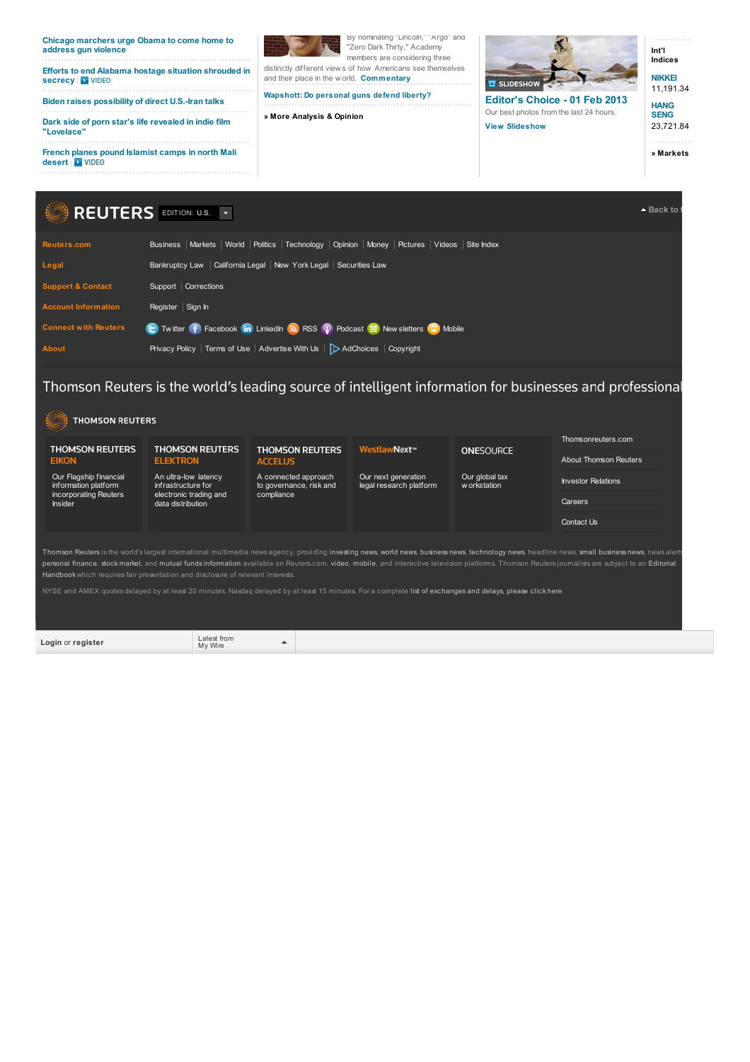Chicago marchers urge Obama to come home to address gun violence

Efforts to end Alabama hostage situation shrouded in secrecy | VIDEO

Biden raises possibility of direct U.S.-Iran talks

Dark side of porn star's life revealed in indie film "Lovelace"

French planes pound Islamist camps in north Mali desert | VIDEO

By nominating "Lincoln," "Argo" and "Zero Dark Thirty," Academy members are considering three distinctly different views of how Americans see themselves and their place in the world. Commentary

Wapshott: Do personal guns defend liberty?

» More Analysis & Opinion

SLIDESHOW

Editor's Choice - 01 Feb 2013

Our best photos from the last 24 hours.

View Slideshow

Int'l Indices

NIKKEI
11,191.34

HANG SENG
23,721.84

» Markets

REUTERS EDITION: U.S.

Back to top

**Reuters.com** Business | Markets | World | Politics | Technology | Opinion | Money | Pictures | Videos | Site Index

**Legal** Bankruptcy Law | California Legal | New York Legal | Securities Law

**Support & Contact** Support | Corrections

**Account Information** Register | Sign In

**Connect with Reuters** Twitter Facebook LinkedIn RSS Podcast Newsletters Mobile

**About** Privacy Policy | Terms of Use | Advertise With Us | AdChoices | Copyright

Thomson Reuters is the world's leading source of intelligent information for businesses and professionals.

THOMSON REUTERS

THOMSON REUTERS EIKON
Our Flagship financial information platform incorporating Reuters Insider

THOMSON REUTERS ELEKTRON
An ultra-low latency infrastructure for electronic trading and data distribution

THOMSON REUTERS ACCELUS
A connected approach to governance, risk and compliance

WestlawNext™
Our next generation legal research platform

ONESOURCE
Our global tax workstation

Thomsonreuters.com
About Thomson Reuters
Investor Relations
Careers
Contact Us

Thomson Reuters is the world's largest international multimedia news agency, providing investing news, world news, business news, technology news, headline news, small business news, news alerts, personal finance, stock market, and mutual funds information available on Reuters.com, video, mobile, and interactive television platforms. Thomson Reuters journalists are subject to an Editorial Handbook which requires fair presentation and disclosure of relevant interests.

NYSE and AMEX quotes delayed by at least 20 minutes. Nasdaq delayed by at least 15 minutes. For a complete list of exchanges and delays, please click here.

Login or register

Latest from My Wire